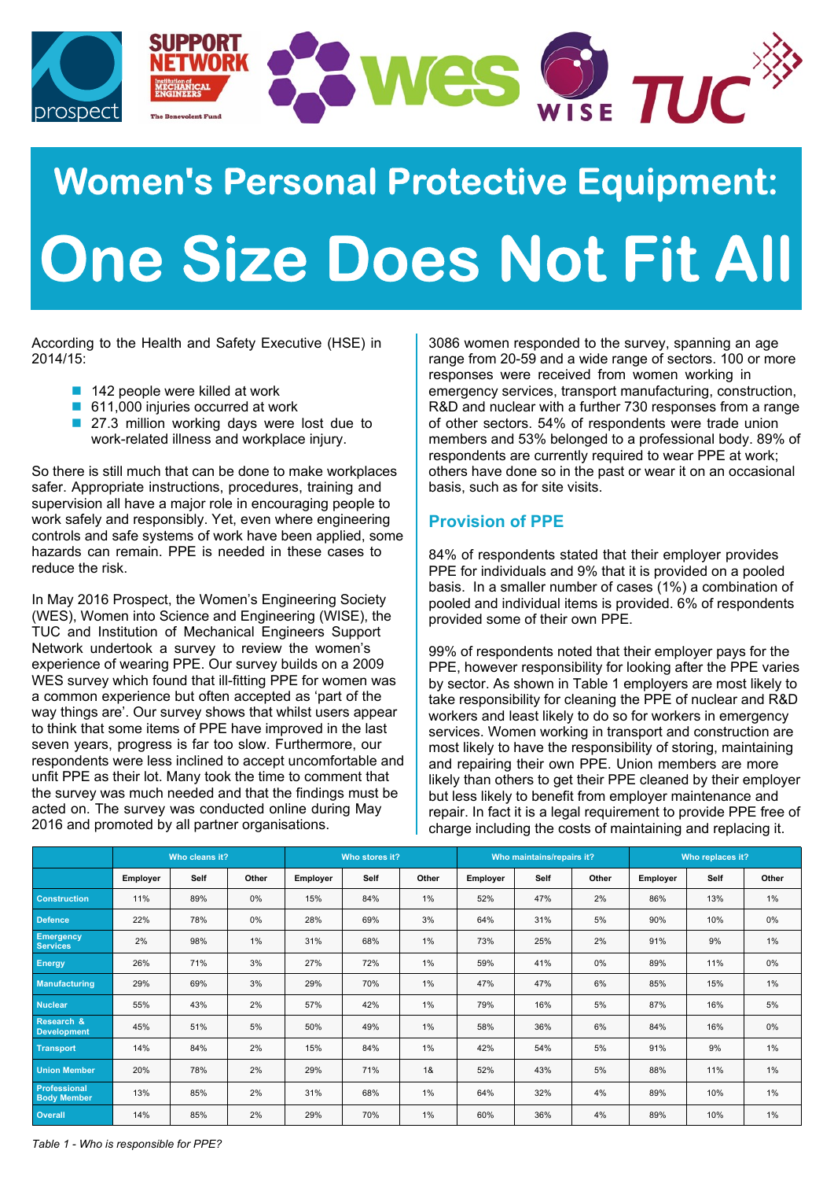# Women's Personal Protective Equipment:

# One Size Does Not Fit All

According to the Health and Safety Executive (HSE) in 2014/15:

- 142 people were killed at work
- 611,000 injuries occurred at work
- 27.3 million working days were lost due to work-related illness and workplace injury.

So there is still much that can be done to make workplaces safer. Appropriate instructions, procedures, training and supervision all have a major role in encouraging people to work safely and responsibly. Yet, even where engineering controls and safe systems of work have been applied, some hazards can remain. PPE is needed in these cases to reduce the risk.

In May 2016 Prospect, the Women's Engineering Society (WES), Women into Science and Engineering (WISE), the TUC and Institution of Mechanical Engineers Support Network undertook a survey to review the women's experience of wearing PPE. Our survey builds on a 2009 WES survey which found that ill-fitting PPE for women was a common experience but often accepted as 'part of the way things are'. Our survey shows that whilst users appear to think that some items of PPE have improved in the last seven years, progress is far too slow. Furthermore, our respondents were less inclined to accept uncomfortable and unfit PPE as their lot. Many took the time to comment that the survey was much needed and that the findings must be acted on. The survey was conducted online during May 2016 and promoted by all partner organisations.

3086 women responded to the survey, spanning an age range from 20-59 and a wide range of sectors. 100 or more responses were received from women working in emergency services, transport manufacturing, construction, R&D and nuclear with a further 730 responses from a range of other sectors. 54% of respondents were trade union members and 53% belonged to a professional body. 89% of respondents are currently required to wear PPE at work; others have done so in the past or wear it on an occasional basis, such as for site visits.

## Provision of PPE

84% of respondents stated that their employer provides PPE for individuals and 9% that it is provided on a pooled basis. In a smaller number of cases (1%) a combination of pooled and individual items is provided. 6% of respondents provided some of their own PPE.

99% of respondents noted that their employer pays for the PPE, however responsibility for looking after the PPE varies by sector. As shown in Table 1 employers are most likely to take responsibility for cleaning the PPE of nuclear and R&D workers and least likely to do so for workers in emergency services. Women working in transport and construction are most likely to have the responsibility of storing, maintaining and repairing their own PPE. Union members are more likely than others to get their PPE cleaned by their employer but less likely to benefit from employer maintenance and repair. In fact it is a legal requirement to provide PPE free of charge including the costs of maintaining and replacing it.

| | Who cleans it? | | | Who stores it? | | | Who maintains/repairs it? | | | Who replaces it? | | |
|---|---|---|---|---|---|---|---|---|---|---|---|---|
| | Employer | Self | Other | Employer | Self | Other | Employer | Self | Other | Employer | Self | Other |
| Construction | 11% | 89% | 0% | 15% | 84% | 1% | 52% | 47% | 2% | 86% | 13% | 1% |
| Defence | 22% | 78% | 0% | 28% | 69% | 3% | 64% | 31% | 5% | 90% | 10% | 0% |
| Emergency Services | 2% | 98% | 1% | 31% | 68% | 1% | 73% | 25% | 2% | 91% | 9% | 1% |
| Energy | 26% | 71% | 3% | 27% | 72% | 1% | 59% | 41% | 0% | 89% | 11% | 0% |
| Manufacturing | 29% | 69% | 3% | 29% | 70% | 1% | 47% | 47% | 6% | 85% | 15% | 1% |
| Nuclear | 55% | 43% | 2% | 57% | 42% | 1% | 79% | 16% | 5% | 87% | 16% | 5% |
| Research & Development | 45% | 51% | 5% | 50% | 49% | 1% | 58% | 36% | 6% | 84% | 16% | 0% |
| Transport | 14% | 84% | 2% | 15% | 84% | 1% | 42% | 54% | 5% | 91% | 9% | 1% |
| Union Member | 20% | 78% | 2% | 29% | 71% | 1& | 52% | 43% | 5% | 88% | 11% | 1% |
| Professional Body Member | 13% | 85% | 2% | 31% | 68% | 1% | 64% | 32% | 4% | 89% | 10% | 1% |
| Overall | 14% | 85% | 2% | 29% | 70% | 1% | 60% | 36% | 4% | 89% | 10% | 1% |

*Table 1 - Who is responsible for PPE?*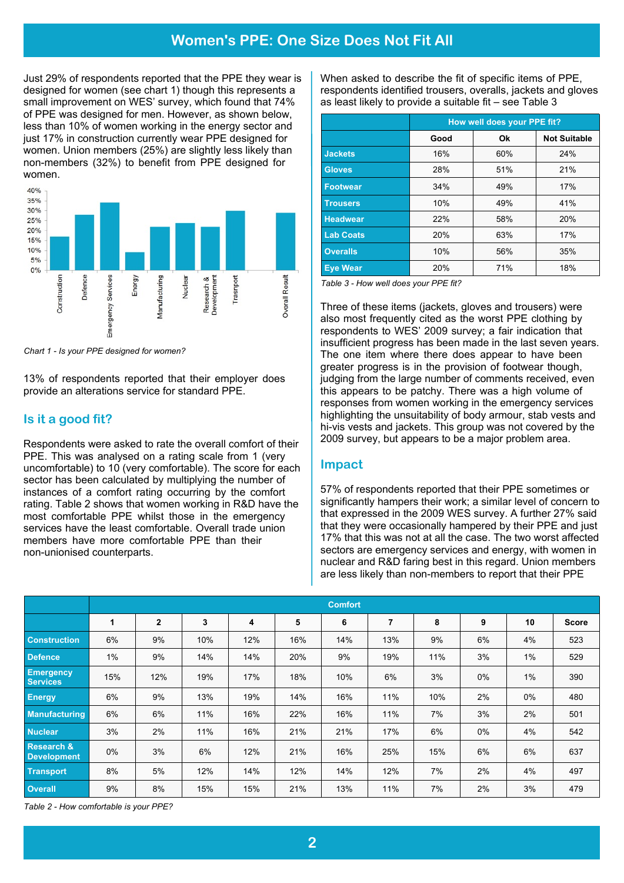# Women's PPE: One Size Does Not Fit All

Just 29% of respondents reported that the PPE they wear is designed for women (see chart 1) though this represents a small improvement on WES' survey, which found that 74% of PPE was designed for men. However, as shown below, less than 10% of women working in the energy sector and just 17% in construction currently wear PPE designed for women. Union members (25%) are slightly less likely than non-members (32%) to benefit from PPE designed for women.

*Chart 1 - Is your PPE designed for women?*

13% of respondents reported that their employer does provide an alterations service for standard PPE.

## Is it a good fit?

Respondents were asked to rate the overall comfort of their PPE. This was analysed on a rating scale from 1 (very uncomfortable) to 10 (very comfortable). The score for each sector has been calculated by multiplying the number of instances of a comfort rating occurring by the comfort rating. Table 2 shows that women working in R&D have the most comfortable PPE whilst those in the emergency services have the least comfortable. Overall trade union members have more comfortable PPE than their non-unionised counterparts.

When asked to describe the fit of specific items of PPE, respondents identified trousers, overalls, jackets and gloves as least likely to provide a suitable fit – see Table 3

| | How well does your PPE fit? | | |
|---|---|---|---|
| | Good | Ok | Not Suitable |
| Jackets | 16% | 60% | 24% |
| Gloves | 28% | 51% | 21% |
| Footwear | 34% | 49% | 17% |
| Trousers | 10% | 49% | 41% |
| Headwear | 22% | 58% | 20% |
| Lab Coats | 20% | 63% | 17% |
| Overalls | 10% | 56% | 35% |
| Eye Wear | 20% | 71% | 18% |

*Table 3 - How well does your PPE fit?*

Three of these items (jackets, gloves and trousers) were also most frequently cited as the worst PPE clothing by respondents to WES' 2009 survey; a fair indication that insufficient progress has been made in the last seven years. The one item where there does appear to have been greater progress is in the provision of footwear though, judging from the large number of comments received, even this appears to be patchy. There was a high volume of responses from women working in the emergency services highlighting the unsuitability of body armour, stab vests and hi-vis vests and jackets. This group was not covered by the 2009 survey, but appears to be a major problem area.

## Impact

57% of respondents reported that their PPE sometimes or significantly hampers their work; a similar level of concern to that expressed in the 2009 WES survey. A further 27% said that they were occasionally hampered by their PPE and just 17% that this was not at all the case. The two worst affected sectors are emergency services and energy, with women in nuclear and R&D faring best in this regard. Union members are less likely than non-members to report that their PPE

| | Comfort | | | | | | | | | | |
|---|---|---|---|---|---|---|---|---|---|---|---|
| | 1 | 2 | 3 | 4 | 5 | 6 | 7 | 8 | 9 | 10 | Score |
| Construction | 6% | 9% | 10% | 12% | 16% | 14% | 13% | 9% | 6% | 4% | 523 |
| Defence | 1% | 9% | 14% | 14% | 20% | 9% | 19% | 11% | 3% | 1% | 529 |
| Emergency Services | 15% | 12% | 19% | 17% | 18% | 10% | 6% | 3% | 0% | 1% | 390 |
| Energy | 6% | 9% | 13% | 19% | 14% | 16% | 11% | 10% | 2% | 0% | 480 |
| Manufacturing | 6% | 6% | 11% | 16% | 22% | 16% | 11% | 7% | 3% | 2% | 501 |
| Nuclear | 3% | 2% | 11% | 16% | 21% | 21% | 17% | 6% | 0% | 4% | 542 |
| Research & Development | 0% | 3% | 6% | 12% | 21% | 16% | 25% | 15% | 6% | 6% | 637 |
| Transport | 8% | 5% | 12% | 14% | 12% | 14% | 12% | 7% | 2% | 4% | 497 |
| Overall | 9% | 8% | 15% | 15% | 21% | 13% | 11% | 7% | 2% | 3% | 479 |

*Table 2 - How comfortable is your PPE?*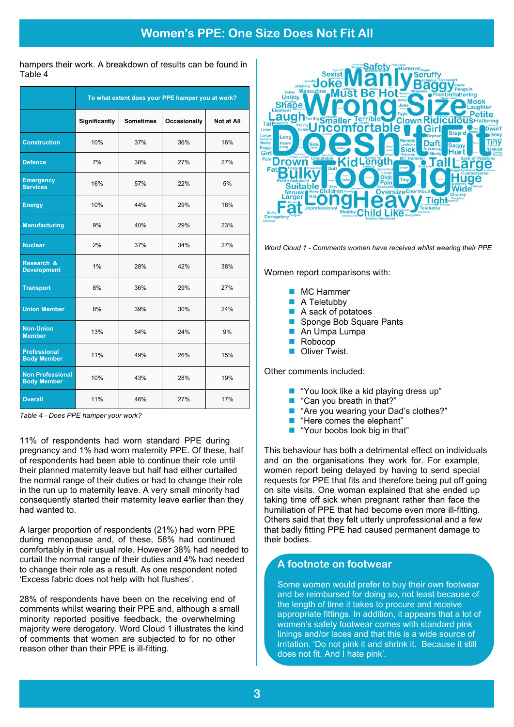hampers their work. A breakdown of results can be found in Table 4

| | To what extent does your PPE hamper you at work? | | | |
|---|---|---|---|---|
| | Significantly | Sometimes | Occasionally | Not at All |
| Construction | 10% | 37% | 36% | 16% |
| Defence | 7% | 38% | 27% | 27% |
| Emergency Services | 16% | 57% | 22% | 5% |
| Energy | 10% | 44% | 29% | 18% |
| Manufacturing | 9% | 40% | 29% | 23% |
| Nuclear | 2% | 37% | 34% | 27% |
| Research & Development | 1% | 28% | 42% | 38% |
| Transport | 8% | 36% | 29% | 27% |
| Union Member | 8% | 39% | 30% | 24% |
| Non-Union Member | 13% | 54% | 24% | 9% |
| Professional Body Member | 11% | 49% | 26% | 15% |
| Non Professional Body Member | 10% | 43% | 28% | 19% |
| Overall | 11% | 46% | 27% | 17% |

*Table 4 - Does PPE hamper your work?*

11% of respondents had worn standard PPE during pregnancy and 1% had worn maternity PPE. Of these, half of respondents had been able to continue their role until their planned maternity leave but half had either curtailed the normal range of their duties or had to change their role in the run up to maternity leave. A very small minority had consequently started their maternity leave earlier than they had wanted to.

A larger proportion of respondents (21%) had worn PPE during menopause and, of these, 58% had continued comfortably in their usual role. However 38% had needed to curtail the normal range of their duties and 4% had needed to change their role as a result. As one respondent noted 'Excess fabric does not help with hot flushes'.

28% of respondents have been on the receiving end of comments whilst wearing their PPE and, although a small minority reported positive feedback, the overwhelming majority were derogatory. Word Cloud 1 illustrates the kind of comments that women are subjected to for no other reason other than their PPE is ill-fitting.

*Word Cloud 1 - Comments women have received whilst wearing their PPE*

Women report comparisons with:

- MC Hammer
- A Teletubby
- A sack of potatoes
- Sponge Bob Square Pants
- An Umpa Lumpa
- Robocop
- Oliver Twist.

Other comments included:

- "You look like a kid playing dress up"
- "Can you breath in that?"
- "Are you wearing your Dad's clothes?"
- "Here comes the elephant"
- "Your boobs look big in that"

This behaviour has both a detrimental effect on individuals and on the organisations they work for. For example, women report being delayed by having to send special requests for PPE that fits and therefore being put off going on site visits. One woman explained that she ended up taking time off sick when pregnant rather than face the humiliation of PPE that had become even more ill-fitting. Others said that they felt utterly unprofessional and a few that badly fitting PPE had caused permanent damage to their bodies.

## A footnote on footwear

Some women would prefer to buy their own footwear and be reimbursed for doing so, not least because of the length of time it takes to procure and receive appropriate fittings. In addition, it appears that a lot of women's safety footwear comes with standard pink linings and/or laces and that this is a wide source of irritation. 'Do not pink it and shrink it. Because it still does not fit. And I hate pink'.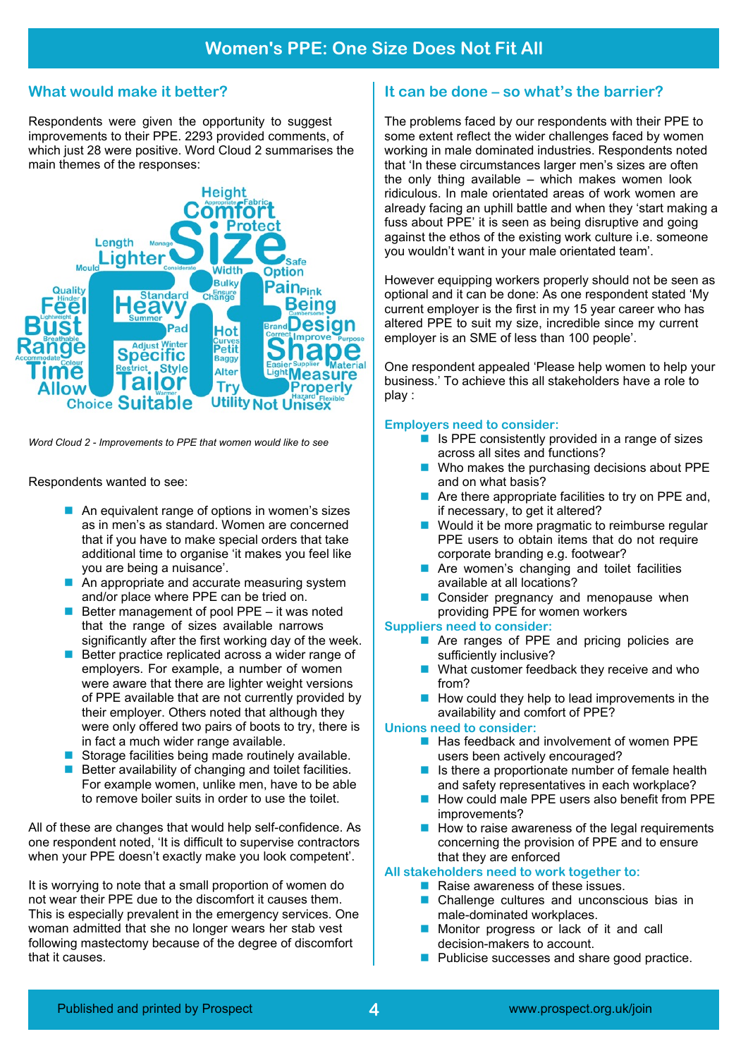## What would make it better?

Respondents were given the opportunity to suggest improvements to their PPE. 2293 provided comments, of which just 28 were positive. Word Cloud 2 summarises the main themes of the responses:

*Word Cloud 2 - Improvements to PPE that women would like to see*

Respondents wanted to see:

- An equivalent range of options in women's sizes as in men's as standard. Women are concerned that if you have to make special orders that take additional time to organise 'it makes you feel like you are being a nuisance'.
- An appropriate and accurate measuring system and/or place where PPE can be tried on.
- Better management of pool PPE – it was noted that the range of sizes available narrows significantly after the first working day of the week.
- Better practice replicated across a wider range of employers. For example, a number of women were aware that there are lighter weight versions of PPE available that are not currently provided by their employer. Others noted that although they were only offered two pairs of boots to try, there is in fact a much wider range available.
- Storage facilities being made routinely available.
- Better availability of changing and toilet facilities. For example women, unlike men, have to be able to remove boiler suits in order to use the toilet.

All of these are changes that would help self-confidence. As one respondent noted, 'It is difficult to supervise contractors when your PPE doesn't exactly make you look competent'.

It is worrying to note that a small proportion of women do not wear their PPE due to the discomfort it causes them. This is especially prevalent in the emergency services. One woman admitted that she no longer wears her stab vest following mastectomy because of the degree of discomfort that it causes.

## It can be done – so what's the barrier?

The problems faced by our respondents with their PPE to some extent reflect the wider challenges faced by women working in male dominated industries. Respondents noted that 'In these circumstances larger men's sizes are often the only thing available – which makes women look ridiculous. In male orientated areas of work women are already facing an uphill battle and when they 'start making a fuss about PPE' it is seen as being disruptive and going against the ethos of the existing work culture i.e. someone you wouldn't want in your male orientated team'.

However equipping workers properly should not be seen as optional and it can be done: As one respondent stated 'My current employer is the first in my 15 year career who has altered PPE to suit my size, incredible since my current employer is an SME of less than 100 people'.

One respondent appealed 'Please help women to help your business.' To achieve this all stakeholders have a role to play :

### Employers need to consider:

- Is PPE consistently provided in a range of sizes across all sites and functions?
- Who makes the purchasing decisions about PPE and on what basis?
- Are there appropriate facilities to try on PPE and, if necessary, to get it altered?
- Would it be more pragmatic to reimburse regular PPE users to obtain items that do not require corporate branding e.g. footwear?
- Are women's changing and toilet facilities available at all locations?
- Consider pregnancy and menopause when providing PPE for women workers

### Suppliers need to consider:

- Are ranges of PPE and pricing policies are sufficiently inclusive?
- What customer feedback they receive and who from?
- How could they help to lead improvements in the availability and comfort of PPE?

### Unions need to consider:

- Has feedback and involvement of women PPE users been actively encouraged?
- Is there a proportionate number of female health and safety representatives in each workplace?
- How could male PPE users also benefit from PPE improvements?
- How to raise awareness of the legal requirements concerning the provision of PPE and to ensure that they are enforced

### All stakeholders need to work together to:

- Raise awareness of these issues.
- Challenge cultures and unconscious bias in male-dominated workplaces.
- Monitor progress or lack of it and call decision-makers to account.
- Publicise successes and share good practice.